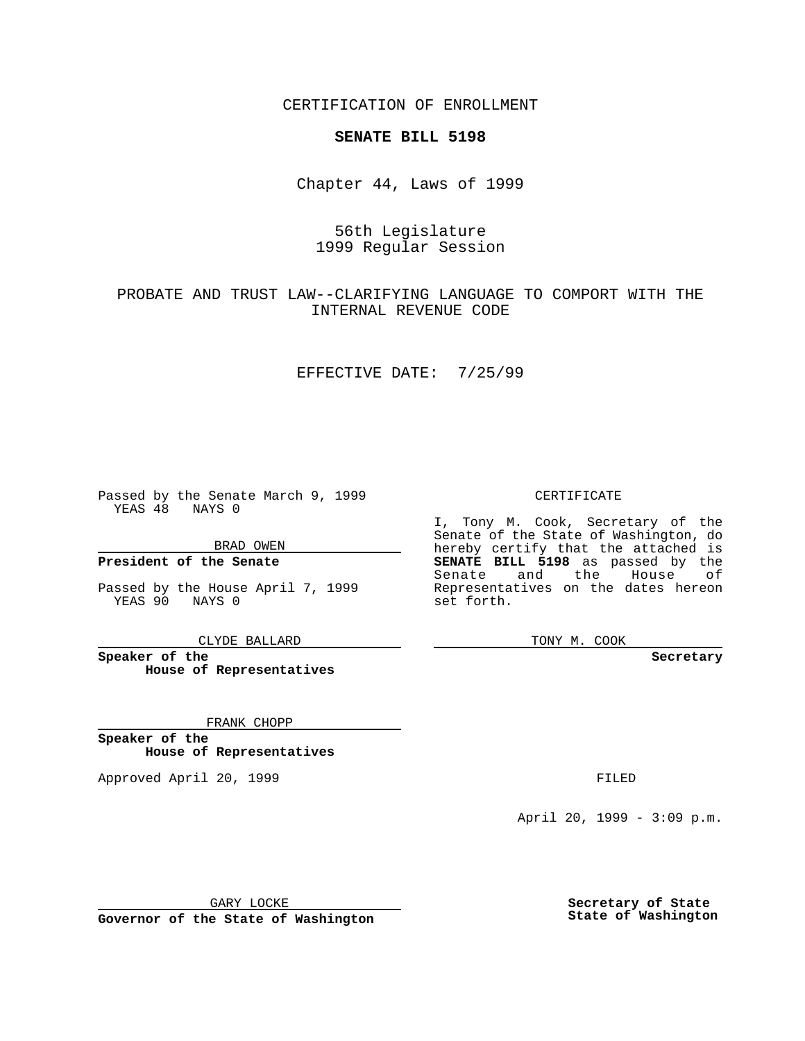CERTIFICATION OF ENROLLMENT

**SENATE BILL 5198**

Chapter 44, Laws of 1999

56th Legislature
1999 Regular Session

PROBATE AND TRUST LAW--CLARIFYING LANGUAGE TO COMPORT WITH THE INTERNAL REVENUE CODE

EFFECTIVE DATE: 7/25/99

Passed by the Senate March 9, 1999
YEAS 48 NAYS 0

BRAD OWEN

**President of the Senate**

Passed by the House April 7, 1999
YEAS 90 NAYS 0

CLYDE BALLARD

**Speaker of the House of Representatives**

FRANK CHOPP

**Speaker of the House of Representatives**

Approved April 20, 1999

GARY LOCKE

**Governor of the State of Washington**

CERTIFICATE

I, Tony M. Cook, Secretary of the Senate of the State of Washington, do hereby certify that the attached is **SENATE BILL 5198** as passed by the Senate and the House of Representatives on the dates hereon set forth.

TONY M. COOK

**Secretary**

FILED

April 20, 1999 - 3:09 p.m.

**Secretary of State**
**State of Washington**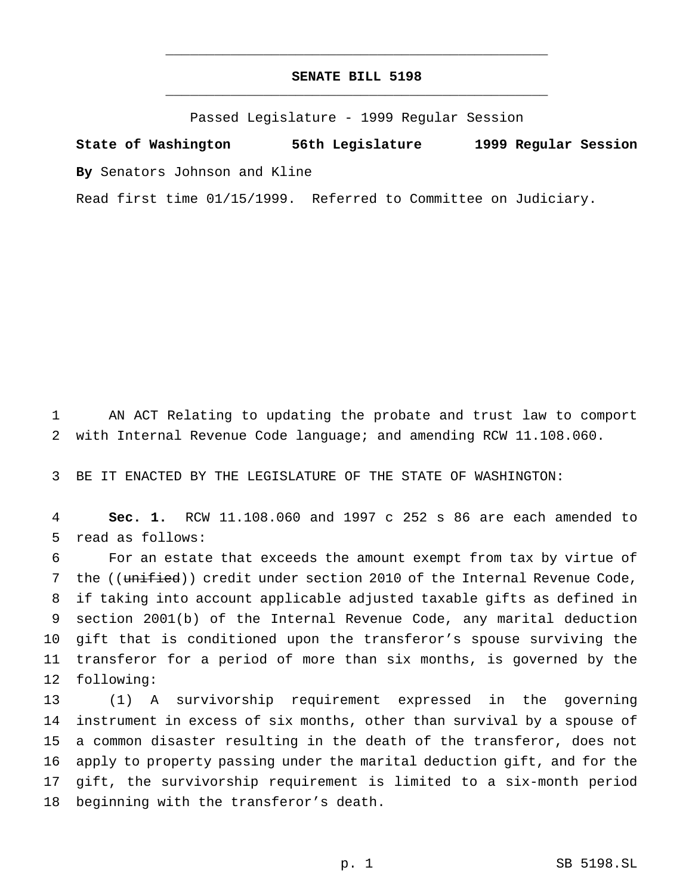# SENATE BILL 5198

Passed Legislature - 1999 Regular Session

**State of Washington 56th Legislature 1999 Regular Session**

**By** Senators Johnson and Kline

Read first time 01/15/1999. Referred to Committee on Judiciary.

AN ACT Relating to updating the probate and trust law to comport with Internal Revenue Code language; and amending RCW 11.108.060.

BE IT ENACTED BY THE LEGISLATURE OF THE STATE OF WASHINGTON:

**Sec. 1.** RCW 11.108.060 and 1997 c 252 s 86 are each amended to read as follows:

For an estate that exceeds the amount exempt from tax by virtue of the ((~~unified~~)) credit under section 2010 of the Internal Revenue Code, if taking into account applicable adjusted taxable gifts as defined in section 2001(b) of the Internal Revenue Code, any marital deduction gift that is conditioned upon the transferor's spouse surviving the transferor for a period of more than six months, is governed by the following:

(1) A survivorship requirement expressed in the governing instrument in excess of six months, other than survival by a spouse of a common disaster resulting in the death of the transferor, does not apply to property passing under the marital deduction gift, and for the gift, the survivorship requirement is limited to a six-month period beginning with the transferor's death.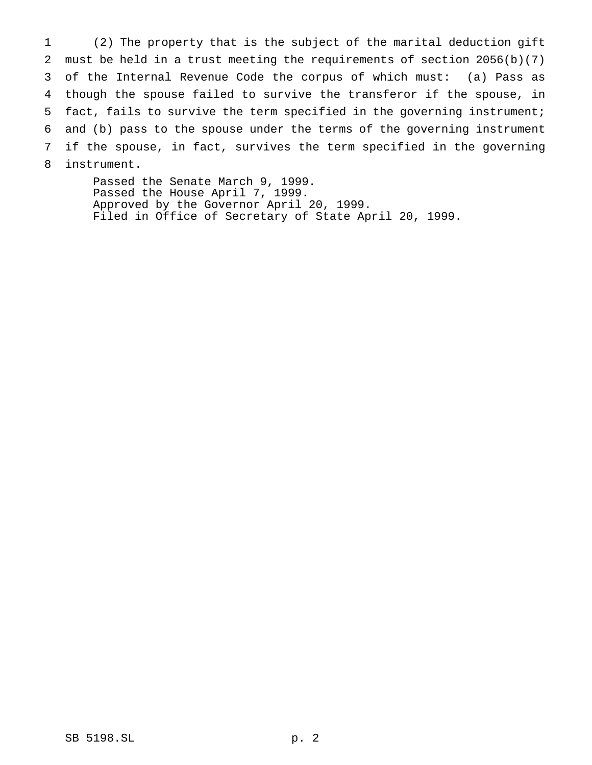(2) The property that is the subject of the marital deduction gift must be held in a trust meeting the requirements of section 2056(b)(7) of the Internal Revenue Code the corpus of which must: (a) Pass as though the spouse failed to survive the transferor if the spouse, in fact, fails to survive the term specified in the governing instrument; and (b) pass to the spouse under the terms of the governing instrument if the spouse, in fact, survives the term specified in the governing instrument.

Passed the Senate March 9, 1999.
Passed the House April 7, 1999.
Approved by the Governor April 20, 1999.
Filed in Office of Secretary of State April 20, 1999.